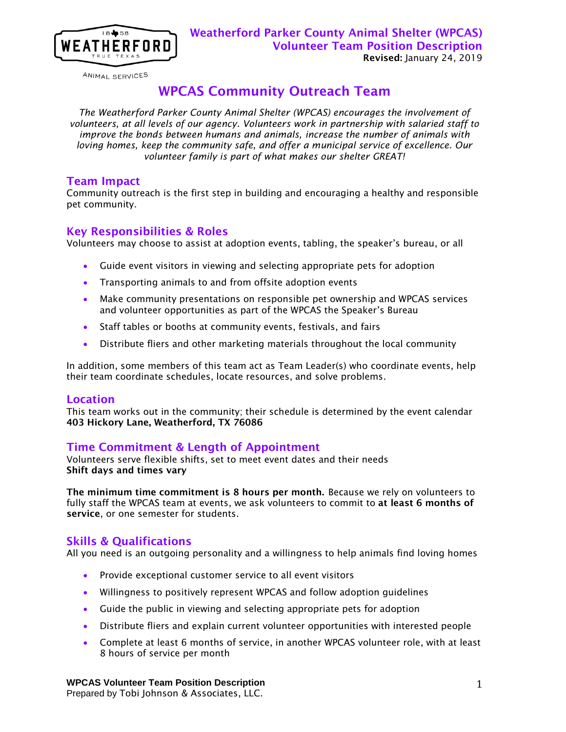# Weatherford Parker County Animal Shelter (WPCAS)
## Volunteer Team Position Description

**Revised:** January 24, 2019

## WPCAS Community Outreach Team

*The Weatherford Parker County Animal Shelter (WPCAS) encourages the involvement of volunteers, at all levels of our agency. Volunteers work in partnership with salaried staff to improve the bonds between humans and animals, increase the number of animals with loving homes, keep the community safe, and offer a municipal service of excellence. Our volunteer family is part of what makes our shelter GREAT!*

### Team Impact

Community outreach is the first step in building and encouraging a healthy and responsible pet community.

### Key Responsibilities & Roles

Volunteers may choose to assist at adoption events, tabling, the speaker's bureau, or all

- Guide event visitors in viewing and selecting appropriate pets for adoption
- Transporting animals to and from offsite adoption events
- Make community presentations on responsible pet ownership and WPCAS services and volunteer opportunities as part of the WPCAS the Speaker's Bureau
- Staff tables or booths at community events, festivals, and fairs
- Distribute fliers and other marketing materials throughout the local community

In addition, some members of this team act as Team Leader(s) who coordinate events, help their team coordinate schedules, locate resources, and solve problems.

### Location

This team works out in the community; their schedule is determined by the event calendar
**403 Hickory Lane, Weatherford, TX 76086**

### Time Commitment & Length of Appointment

Volunteers serve flexible shifts, set to meet event dates and their needs
**Shift days and times vary**

**The minimum time commitment is 8 hours per month.** Because we rely on volunteers to fully staff the WPCAS team at events, we ask volunteers to commit to **at least 6 months of service**, or one semester for students.

### Skills & Qualifications

All you need is an outgoing personality and a willingness to help animals find loving homes

- Provide exceptional customer service to all event visitors
- Willingness to positively represent WPCAS and follow adoption guidelines
- Guide the public in viewing and selecting appropriate pets for adoption
- Distribute fliers and explain current volunteer opportunities with interested people
- Complete at least 6 months of service, in another WPCAS volunteer role, with at least 8 hours of service per month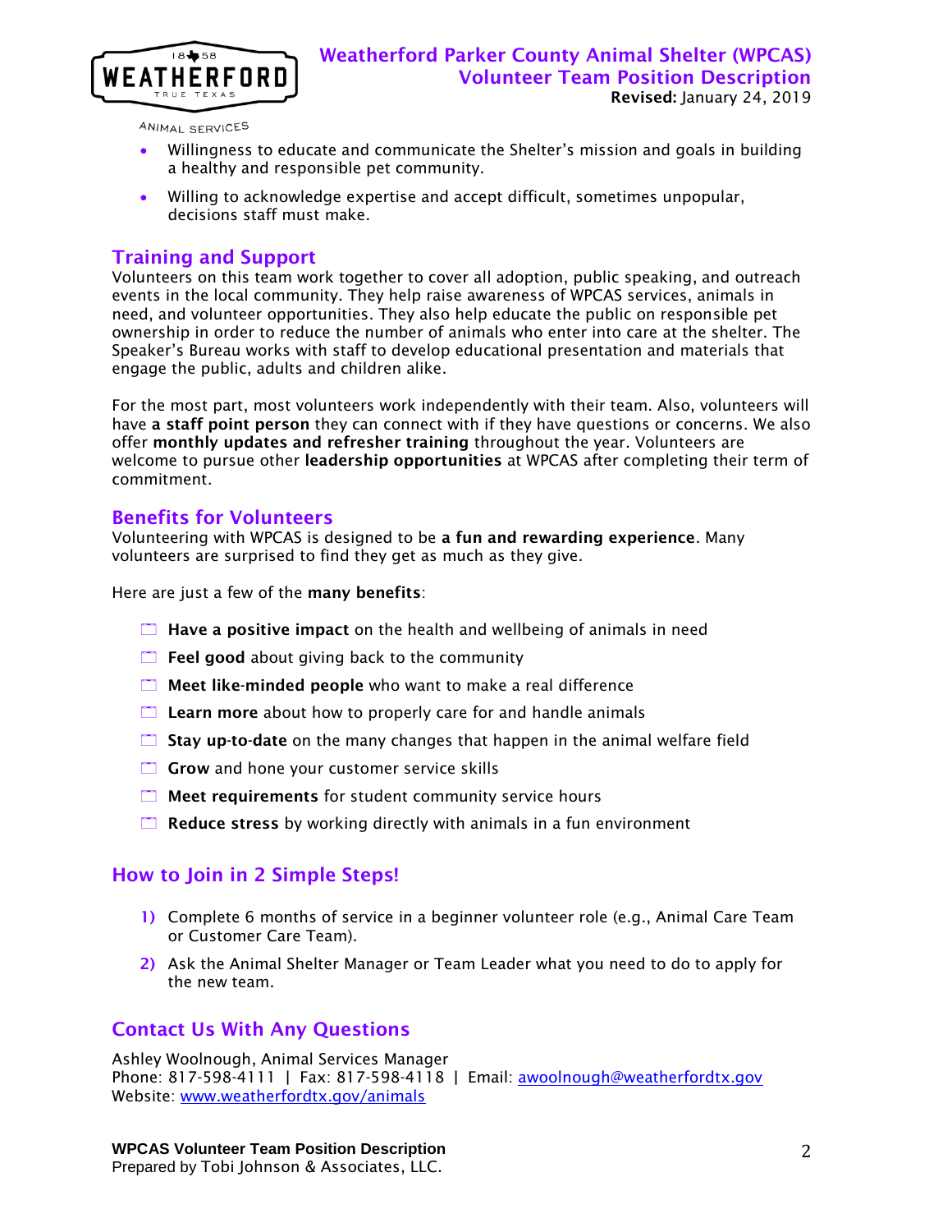- Willingness to educate and communicate the Shelter's mission and goals in building a healthy and responsible pet community.
- Willing to acknowledge expertise and accept difficult, sometimes unpopular, decisions staff must make.

## Training and Support

Volunteers on this team work together to cover all adoption, public speaking, and outreach events in the local community. They help raise awareness of WPCAS services, animals in need, and volunteer opportunities. They also help educate the public on responsible pet ownership in order to reduce the number of animals who enter into care at the shelter. The Speaker's Bureau works with staff to develop educational presentation and materials that engage the public, adults and children alike.

For the most part, most volunteers work independently with their team. Also, volunteers will have **a staff point person** they can connect with if they have questions or concerns. We also offer **monthly updates and refresher training** throughout the year. Volunteers are welcome to pursue other **leadership opportunities** at WPCAS after completing their term of commitment.

## Benefits for Volunteers

Volunteering with WPCAS is designed to be **a fun and rewarding experience**. Many volunteers are surprised to find they get as much as they give.

Here are just a few of the **many benefits**:

- **Have a positive impact** on the health and wellbeing of animals in need
- **Feel good** about giving back to the community
- **Meet like-minded people** who want to make a real difference
- **Learn more** about how to properly care for and handle animals
- **Stay up-to-date** on the many changes that happen in the animal welfare field
- **Grow** and hone your customer service skills
- **Meet requirements** for student community service hours
- **Reduce stress** by working directly with animals in a fun environment

## How to Join in 2 Simple Steps!

1) Complete 6 months of service in a beginner volunteer role (e.g., Animal Care Team or Customer Care Team).
2) Ask the Animal Shelter Manager or Team Leader what you need to do to apply for the new team.

## Contact Us With Any Questions

Ashley Woolnough, Animal Services Manager
Phone: 817-598-4111 | Fax: 817-598-4118 | Email: awoolnough@weatherfordtx.gov
Website: www.weatherfordtx.gov/animals